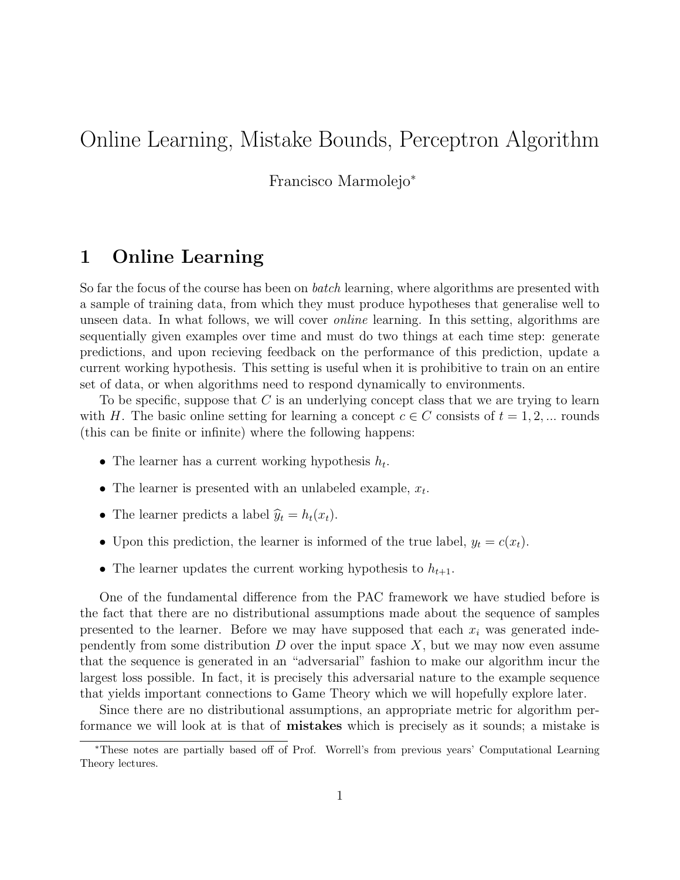# Online Learning, Mistake Bounds, Perceptron Algorithm

Francisco Marmolejo*

## 1 Online Learning

So far the focus of the course has been on *batch* learning, where algorithms are presented with a sample of training data, from which they must produce hypotheses that generalise well to unseen data. In what follows, we will cover *online* learning. In this setting, algorithms are sequentially given examples over time and must do two things at each time step: generate predictions, and upon recieving feedback on the performance of this prediction, update a current working hypothesis. This setting is useful when it is prohibitive to train on an entire set of data, or when algorithms need to respond dynamically to environments.

To be specific, suppose that $C$ is an underlying concept class that we are trying to learn with $H$. The basic online setting for learning a concept $c \in C$ consists of $t = 1, 2, ...$ rounds (this can be finite or infinite) where the following happens:

- The learner has a current working hypothesis $h_t$.
- The learner is presented with an unlabeled example, $x_t$.
- The learner predicts a label $\widehat{y}_t = h_t(x_t)$.
- Upon this prediction, the learner is informed of the true label, $y_t = c(x_t)$.
- The learner updates the current working hypothesis to $h_{t+1}$.

One of the fundamental difference from the PAC framework we have studied before is the fact that there are no distributional assumptions made about the sequence of samples presented to the learner. Before we may have supposed that each $x_i$ was generated independently from some distribution $D$ over the input space $X$, but we may now even assume that the sequence is generated in an "adversarial" fashion to make our algorithm incur the largest loss possible. In fact, it is precisely this adversarial nature to the example sequence that yields important connections to Game Theory which we will hopefully explore later.

Since there are no distributional assumptions, an appropriate metric for algorithm performance we will look at is that of **mistakes** which is precisely as it sounds; a mistake is

*These notes are partially based off of Prof. Worrell's from previous years' Computational Learning Theory lectures.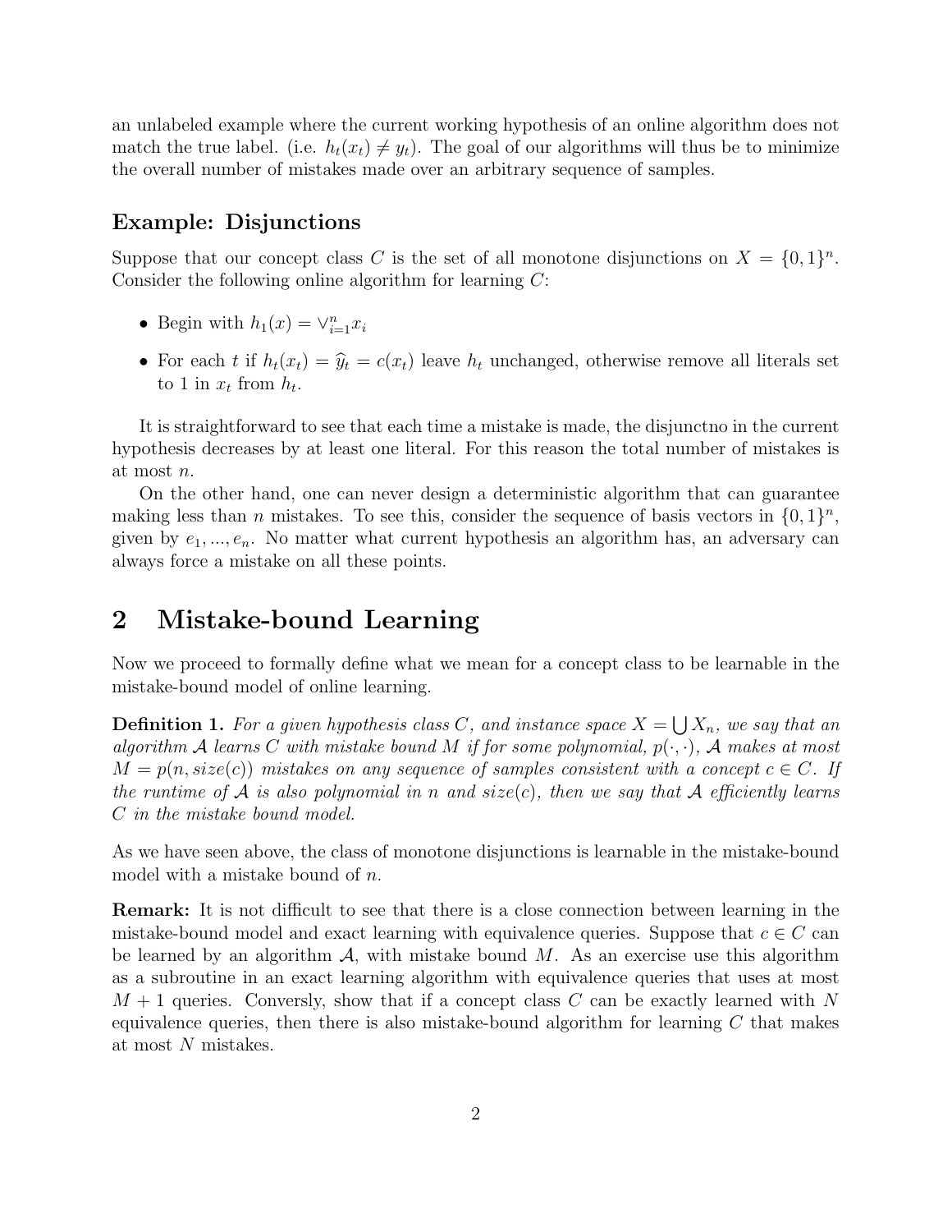an unlabeled example where the current working hypothesis of an online algorithm does not match the true label. (i.e. $h_t(x_t) \neq y_t$). The goal of our algorithms will thus be to minimize the overall number of mistakes made over an arbitrary sequence of samples.

### Example: Disjunctions

Suppose that our concept class $C$ is the set of all monotone disjunctions on $X = \{0,1\}^n$. Consider the following online algorithm for learning $C$:

- Begin with $h_1(x) = \vee_{i=1}^n x_i$
- For each $t$ if $h_t(x_t) = \widehat{y}_t = c(x_t)$ leave $h_t$ unchanged, otherwise remove all literals set to 1 in $x_t$ from $h_t$.

It is straightforward to see that each time a mistake is made, the disjunctno in the current hypothesis decreases by at least one literal. For this reason the total number of mistakes is at most $n$.

On the other hand, one can never design a deterministic algorithm that can guarantee making less than $n$ mistakes. To see this, consider the sequence of basis vectors in $\{0,1\}^n$, given by $e_1, ..., e_n$. No matter what current hypothesis an algorithm has, an adversary can always force a mistake on all these points.

## 2 Mistake-bound Learning

Now we proceed to formally define what we mean for a concept class to be learnable in the mistake-bound model of online learning.

**Definition 1.** *For a given hypothesis class $C$, and instance space $X = \bigcup X_n$, we say that an algorithm $\mathcal{A}$ learns $C$ with mistake bound $M$ if for some polynomial, $p(\cdot,\cdot)$, $\mathcal{A}$ makes at most $M = p(n, size(c))$ mistakes on any sequence of samples consistent with a concept $c \in C$. If the runtime of $\mathcal{A}$ is also polynomial in $n$ and $size(c)$, then we say that $\mathcal{A}$ efficiently learns $C$ in the mistake bound model.*

As we have seen above, the class of monotone disjunctions is learnable in the mistake-bound model with a mistake bound of $n$.

**Remark:** It is not difficult to see that there is a close connection between learning in the mistake-bound model and exact learning with equivalence queries. Suppose that $c \in C$ can be learned by an algorithm $\mathcal{A}$, with mistake bound $M$. As an exercise use this algorithm as a subroutine in an exact learning algorithm with equivalence queries that uses at most $M + 1$ queries. Conversly, show that if a concept class $C$ can be exactly learned with $N$ equivalence queries, then there is also mistake-bound algorithm for learning $C$ that makes at most $N$ mistakes.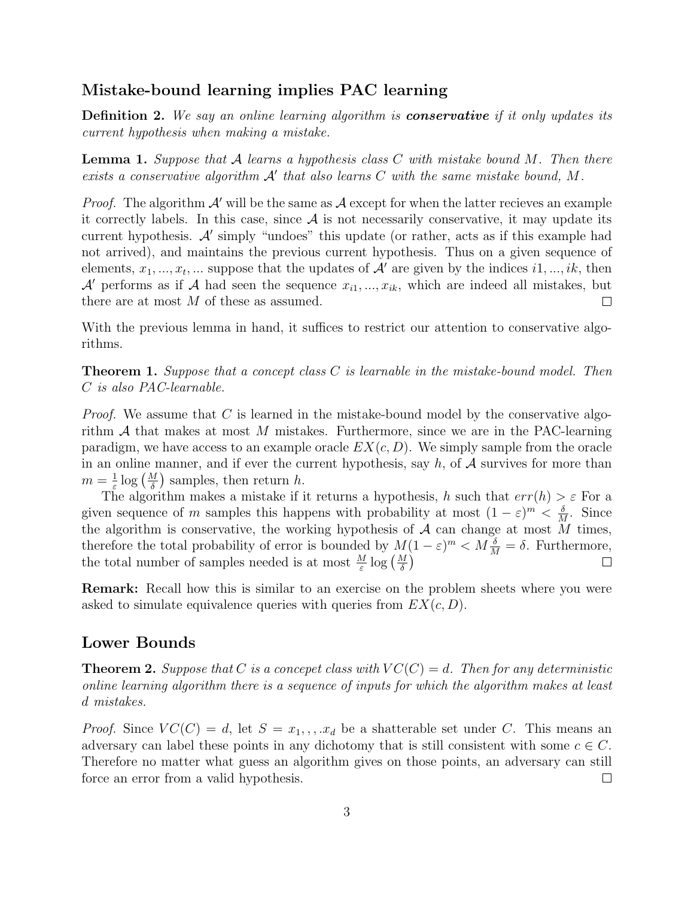## Mistake-bound learning implies PAC learning

**Definition 2.** *We say an online learning algorithm is* ***conservative*** *if it only updates its current hypothesis when making a mistake.*

**Lemma 1.** *Suppose that $\mathcal{A}$ learns a hypothesis class $C$ with mistake bound $M$. Then there exists a conservative algorithm $\mathcal{A}'$ that also learns $C$ with the same mistake bound, $M$.*

*Proof.* The algorithm $\mathcal{A}'$ will be the same as $\mathcal{A}$ except for when the latter recieves an example it correctly labels. In this case, since $\mathcal{A}$ is not necessarily conservative, it may update its current hypothesis. $\mathcal{A}'$ simply "undoes" this update (or rather, acts as if this example had not arrived), and maintains the previous current hypothesis. Thus on a given sequence of elements, $x_1, ..., x_t, ...$ suppose that the updates of $\mathcal{A}'$ are given by the indices $i1, ..., ik$, then $\mathcal{A}'$ performs as if $\mathcal{A}$ had seen the sequence $x_{i1}, ..., x_{ik}$, which are indeed all mistakes, but there are at most $M$ of these as assumed. □

With the previous lemma in hand, it suffices to restrict our attention to conservative algorithms.

**Theorem 1.** *Suppose that a concept class $C$ is learnable in the mistake-bound model. Then $C$ is also PAC-learnable.*

*Proof.* We assume that $C$ is learned in the mistake-bound model by the conservative algorithm $\mathcal{A}$ that makes at most $M$ mistakes. Furthermore, since we are in the PAC-learning paradigm, we have access to an example oracle $EX(c, D)$. We simply sample from the oracle in an online manner, and if ever the current hypothesis, say $h$, of $\mathcal{A}$ survives for more than $m = \frac{1}{\varepsilon} \log\left(\frac{M}{\delta}\right)$ samples, then return $h$.

The algorithm makes a mistake if it returns a hypothesis, $h$ such that $err(h) > \varepsilon$ For a given sequence of $m$ samples this happens with probability at most $(1 - \varepsilon)^m < \frac{\delta}{M}$. Since the algorithm is conservative, the working hypothesis of $\mathcal{A}$ can change at most $M$ times, therefore the total probability of error is bounded by $M(1 - \varepsilon)^m < M\frac{\delta}{M} = \delta$. Furthermore, the total number of samples needed is at most $\frac{M}{\varepsilon} \log\left(\frac{M}{\delta}\right)$ □

**Remark:** Recall how this is similar to an exercise on the problem sheets where you were asked to simulate equivalence queries with queries from $EX(c, D)$.

## Lower Bounds

**Theorem 2.** *Suppose that $C$ is a concepet class with $VC(C) = d$. Then for any deterministic online learning algorithm there is a sequence of inputs for which the algorithm makes at least $d$ mistakes.*

*Proof.* Since $VC(C) = d$, let $S = x_1, , , .x_d$ be a shatterable set under $C$. This means an adversary can label these points in any dichotomy that is still consistent with some $c \in C$. Therefore no matter what guess an algorithm gives on those points, an adversary can still force an error from a valid hypothesis. □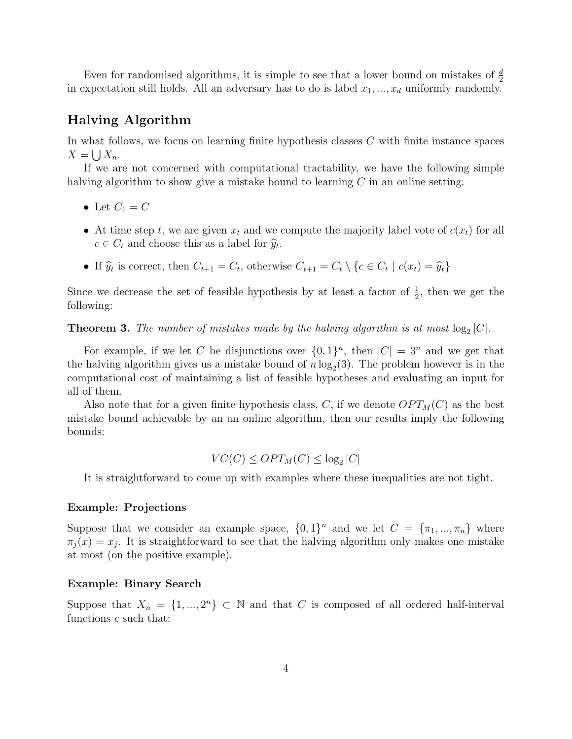Even for randomised algorithms, it is simple to see that a lower bound on mistakes of $\frac{d}{2}$ in expectation still holds. All an adversary has to do is label $x_1, ..., x_d$ uniformly randomly.

## Halving Algorithm

In what follows, we focus on learning finite hypothesis classes $C$ with finite instance spaces $X = \bigcup X_n$.

If we are not concerned with computational tractability, we have the following simple halving algorithm to show give a mistake bound to learning $C$ in an online setting:

- Let $C_1 = C$
- At time step $t$, we are given $x_t$ and we compute the majority label vote of $c(x_t)$ for all $c \in C_t$ and choose this as a label for $\widehat{y}_t$.
- If $\widehat{y}_t$ is correct, then $C_{t+1} = C_t$, otherwise $C_{t+1} = C_t \setminus \{c \in C_t \mid c(x_t) = \widehat{y}_t\}$

Since we decrease the set of feasible hypothesis by at least a factor of $\frac{1}{2}$, then we get the following:

**Theorem 3.** *The number of mistakes made by the halving algorithm is at most* $\log_2 |C|$.

For example, if we let $C$ be disjunctions over $\{0,1\}^n$, then $|C| = 3^n$ and we get that the halving algorithm gives us a mistake bound of $n \log_2(3)$. The problem however is in the computational cost of maintaining a list of feasible hypotheses and evaluating an input for all of them.

Also note that for a given finite hypothesis class, $C$, if we denote $OPT_M(C)$ as the best mistake bound achievable by an an online algorithm, then our results imply the following bounds:

$$VC(C) \leq OPT_M(C) \leq \log_2 |C|$$

It is straightforward to come up with examples where these inequalities are not tight.

#### Example: Projections

Suppose that we consider an example space, $\{0,1\}^n$ and we let $C = \{\pi_1, ..., \pi_n\}$ where $\pi_j(x) = x_j$. It is straightforward to see that the halving algorithm only makes one mistake at most (on the positive example).

#### Example: Binary Search

Suppose that $X_n = \{1, ..., 2^n\} \subset \mathbb{N}$ and that $C$ is composed of all ordered half-interval functions $c$ such that: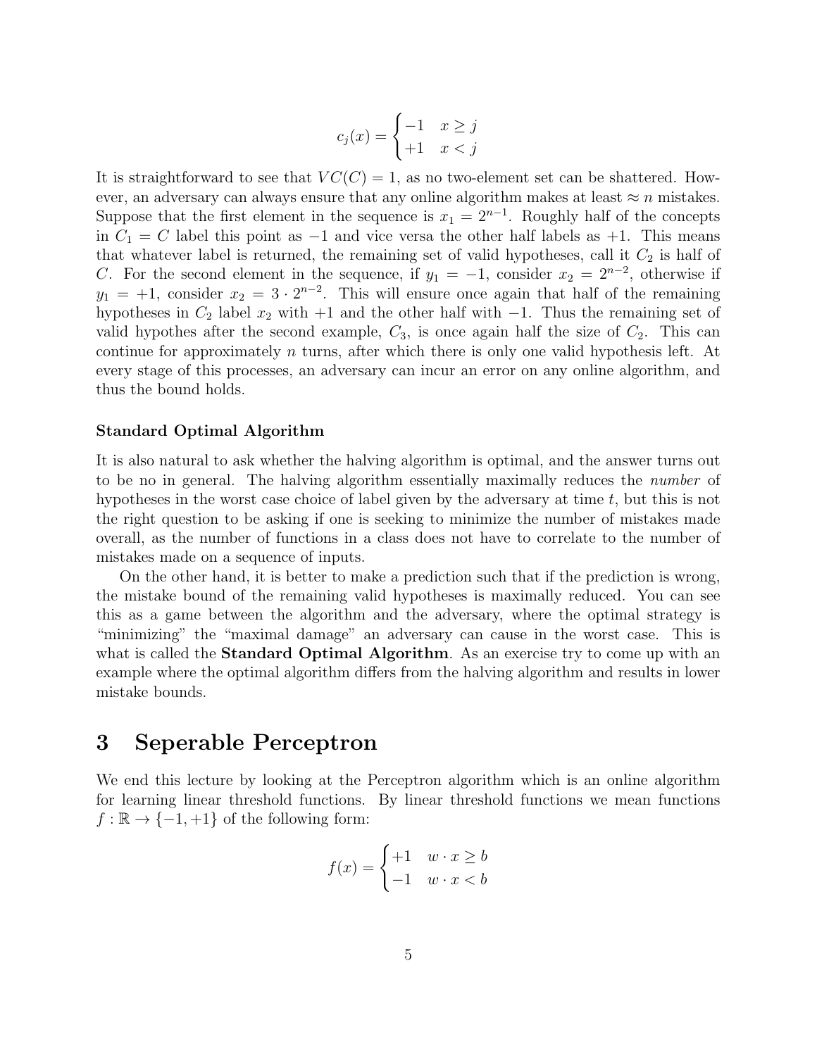$$c_j(x) = \begin{cases} -1 & x \geq j \\ +1 & x < j \end{cases}$$

It is straightforward to see that $VC(C) = 1$, as no two-element set can be shattered. However, an adversary can always ensure that any online algorithm makes at least $\approx n$ mistakes. Suppose that the first element in the sequence is $x_1 = 2^{n-1}$. Roughly half of the concepts in $C_1 = C$ label this point as $-1$ and vice versa the other half labels as $+1$. This means that whatever label is returned, the remaining set of valid hypotheses, call it $C_2$ is half of $C$. For the second element in the sequence, if $y_1 = -1$, consider $x_2 = 2^{n-2}$, otherwise if $y_1 = +1$, consider $x_2 = 3 \cdot 2^{n-2}$. This will ensure once again that half of the remaining hypotheses in $C_2$ label $x_2$ with $+1$ and the other half with $-1$. Thus the remaining set of valid hypothes after the second example, $C_3$, is once again half the size of $C_2$. This can continue for approximately $n$ turns, after which there is only one valid hypothesis left. At every stage of this processes, an adversary can incur an error on any online algorithm, and thus the bound holds.

### Standard Optimal Algorithm

It is also natural to ask whether the halving algorithm is optimal, and the answer turns out to be no in general. The halving algorithm essentially maximally reduces the *number* of hypotheses in the worst case choice of label given by the adversary at time $t$, but this is not the right question to be asking if one is seeking to minimize the number of mistakes made overall, as the number of functions in a class does not have to correlate to the number of mistakes made on a sequence of inputs.

On the other hand, it is better to make a prediction such that if the prediction is wrong, the mistake bound of the remaining valid hypotheses is maximally reduced. You can see this as a game between the algorithm and the adversary, where the optimal strategy is "minimizing" the "maximal damage" an adversary can cause in the worst case. This is what is called the **Standard Optimal Algorithm**. As an exercise try to come up with an example where the optimal algorithm differs from the halving algorithm and results in lower mistake bounds.

# 3 Seperable Perceptron

We end this lecture by looking at the Perceptron algorithm which is an online algorithm for learning linear threshold functions. By linear threshold functions we mean functions $f : \mathbb{R} \to \{-1, +1\}$ of the following form:

$$f(x) = \begin{cases} +1 & w \cdot x \geq b \\ -1 & w \cdot x < b \end{cases}$$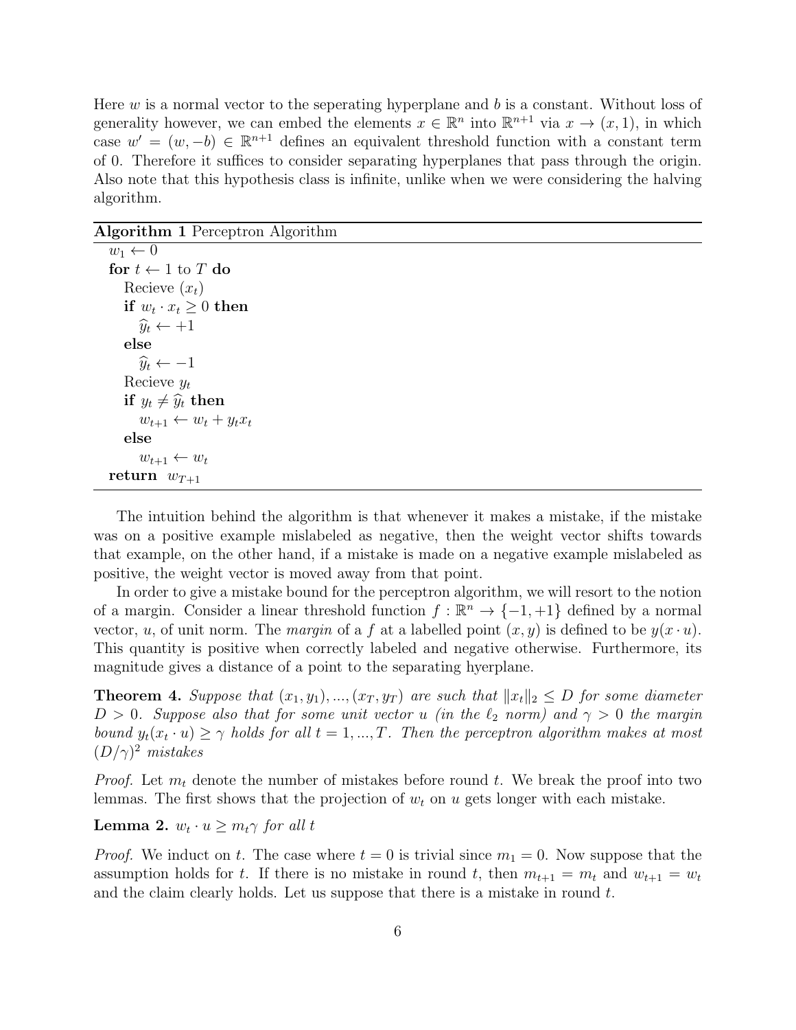Here $w$ is a normal vector to the seperating hyperplane and $b$ is a constant. Without loss of generality however, we can embed the elements $x \in \mathbb{R}^n$ into $\mathbb{R}^{n+1}$ via $x \to (x, 1)$, in which case $w' = (w, -b) \in \mathbb{R}^{n+1}$ defines an equivalent threshold function with a constant term of 0. Therefore it suffices to consider separating hyperplanes that pass through the origin. Also note that this hypothesis class is infinite, unlike when we were considering the halving algorithm.

**Algorithm 1** Perceptron Algorithm

```
w_1 ← 0
for t ← 1 to T do
    Recieve (x_t)
    if w_t · x_t ≥ 0 then
        ŷ_t ← +1
    else
        ŷ_t ← −1
    Recieve y_t
    if y_t ≠ ŷ_t then
        w_{t+1} ← w_t + y_t x_t
    else
        w_{t+1} ← w_t
return w_{T+1}
```

The intuition behind the algorithm is that whenever it makes a mistake, if the mistake was on a positive example mislabeled as negative, then the weight vector shifts towards that example, on the other hand, if a mistake is made on a negative example mislabeled as positive, the weight vector is moved away from that point.

In order to give a mistake bound for the perceptron algorithm, we will resort to the notion of a margin. Consider a linear threshold function $f : \mathbb{R}^n \to \{-1, +1\}$ defined by a normal vector, $u$, of unit norm. The *margin* of a $f$ at a labelled point $(x, y)$ is defined to be $y(x \cdot u)$. This quantity is positive when correctly labeled and negative otherwise. Furthermore, its magnitude gives a distance of a point to the separating hyerplane.

**Theorem 4.** *Suppose that $(x_1, y_1), ..., (x_T, y_T)$ are such that $\|x_t\|_2 \leq D$ for some diameter $D > 0$. Suppose also that for some unit vector $u$ (in the $\ell_2$ norm) and $\gamma > 0$ the margin bound $y_t(x_t \cdot u) \geq \gamma$ holds for all $t = 1, ..., T$. Then the perceptron algorithm makes at most $(D/\gamma)^2$ mistakes*

*Proof.* Let $m_t$ denote the number of mistakes before round $t$. We break the proof into two lemmas. The first shows that the projection of $w_t$ on $u$ gets longer with each mistake.

**Lemma 2.** *$w_t \cdot u \geq m_t \gamma$ for all $t$*

*Proof.* We induct on $t$. The case where $t = 0$ is trivial since $m_1 = 0$. Now suppose that the assumption holds for $t$. If there is no mistake in round $t$, then $m_{t+1} = m_t$ and $w_{t+1} = w_t$ and the claim clearly holds. Let us suppose that there is a mistake in round $t$.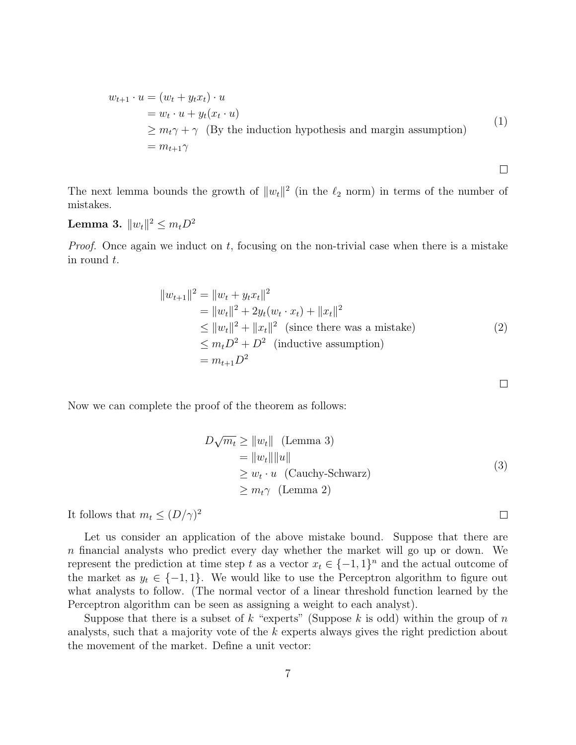$$
\begin{aligned}
w_{t+1} \cdot u &= (w_t + y_t x_t) \cdot u \\
&= w_t \cdot u + y_t (x_t \cdot u) \\
&\geq m_t \gamma + \gamma \quad \text{(By the induction hypothesis and margin assumption)} \\
&= m_{t+1} \gamma
\end{aligned} \tag{1}
$$

□

The next lemma bounds the growth of $\|w_t\|^2$ (in the $\ell_2$ norm) in terms of the number of mistakes.

**Lemma 3.** $\|w_t\|^2 \leq m_t D^2$

*Proof.* Once again we induct on $t$, focusing on the non-trivial case when there is a mistake in round $t$.

$$
\begin{aligned}
\|w_{t+1}\|^2 &= \|w_t + y_t x_t\|^2 \\
&= \|w_t\|^2 + 2y_t(w_t \cdot x_t) + \|x_t\|^2 \\
&\leq \|w_t\|^2 + \|x_t\|^2 \quad \text{(since there was a mistake)} \\
&\leq m_t D^2 + D^2 \quad \text{(inductive assumption)} \\
&= m_{t+1} D^2
\end{aligned} \tag{2}
$$

□

Now we can complete the proof of the theorem as follows:

$$
\begin{aligned}
D\sqrt{m_t} &\geq \|w_t\| \quad \text{(Lemma 3)} \\
&= \|w_t\| \|u\| \\
&\geq w_t \cdot u \quad \text{(Cauchy-Schwarz)} \\
&\geq m_t \gamma \quad \text{(Lemma 2)}
\end{aligned} \tag{3}
$$

It follows that $m_t \leq (D/\gamma)^2$ □

Let us consider an application of the above mistake bound. Suppose that there are $n$ financial analysts who predict every day whether the market will go up or down. We represent the prediction at time step $t$ as a vector $x_t \in \{-1, 1\}^n$ and the actual outcome of the market as $y_t \in \{-1, 1\}$. We would like to use the Perceptron algorithm to figure out what analysts to follow. (The normal vector of a linear threshold function learned by the Perceptron algorithm can be seen as assigning a weight to each analyst).

Suppose that there is a subset of $k$ "experts" (Suppose $k$ is odd) within the group of $n$ analysts, such that a majority vote of the $k$ experts always gives the right prediction about the movement of the market. Define a unit vector: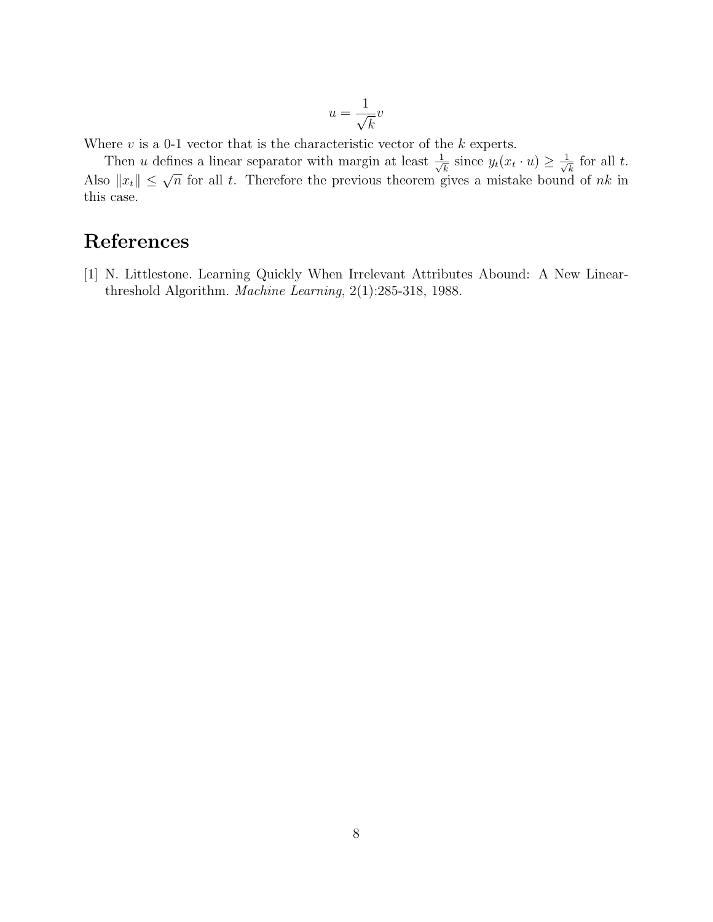$$u = \frac{1}{\sqrt{k}} v$$

Where $v$ is a 0-1 vector that is the characteristic vector of the $k$ experts.

Then $u$ defines a linear separator with margin at least $\frac{1}{\sqrt{k}}$ since $y_t(x_t \cdot u) \geq \frac{1}{\sqrt{k}}$ for all $t$. Also $\|x_t\| \leq \sqrt{n}$ for all $t$. Therefore the previous theorem gives a mistake bound of $nk$ in this case.

## References

[1] N. Littlestone. Learning Quickly When Irrelevant Attributes Abound: A New Linear-threshold Algorithm. *Machine Learning*, 2(1):285-318, 1988.